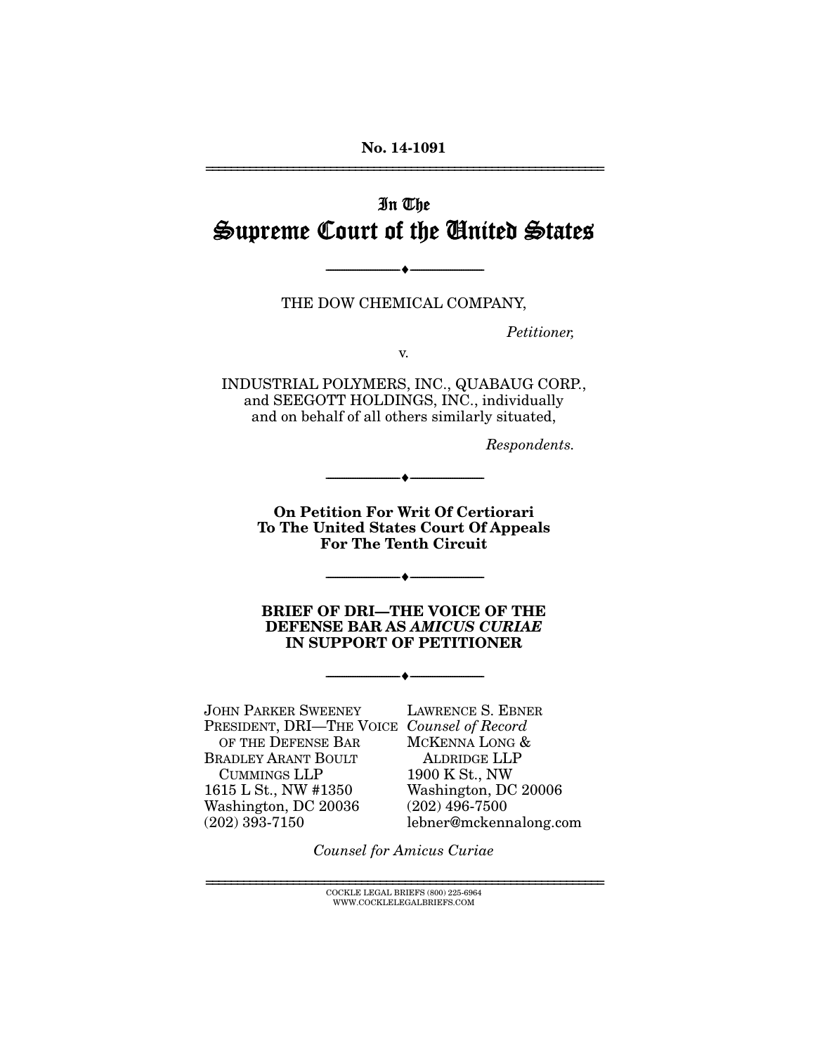**No. 14-1091**

---

# In The Supreme Court of the United States

---

THE DOW CHEMICAL COMPANY,

*Petitioner,*

v.

INDUSTRIAL POLYMERS, INC., QUABAUG CORP., and SEEGOTT HOLDINGS, INC., individually and on behalf of all others similarly situated,

*Respondents.*

---

**On Petition For Writ Of Certiorari To The United States Court Of Appeals For The Tenth Circuit**

---

**BRIEF OF DRI—THE VOICE OF THE DEFENSE BAR AS *AMICUS CURIAE* IN SUPPORT OF PETITIONER**

---

JOHN PARKER SWEENEY
PRESIDENT, DRI—THE VOICE OF THE DEFENSE BAR
BRADLEY ARANT BOULT CUMMINGS LLP
1615 L St., NW #1350
Washington, DC 20036
(202) 393-7150

LAWRENCE S. EBNER
*Counsel of Record*
MCKENNA LONG & ALDRIDGE LLP
1900 K St., NW
Washington, DC 20006
(202) 496-7500
lebner@mckennalong.com

*Counsel for Amicus Curiae*

---

COCKLE LEGAL BRIEFS (800) 225-6964
WWW.COCKLELEGALBRIEFS.COM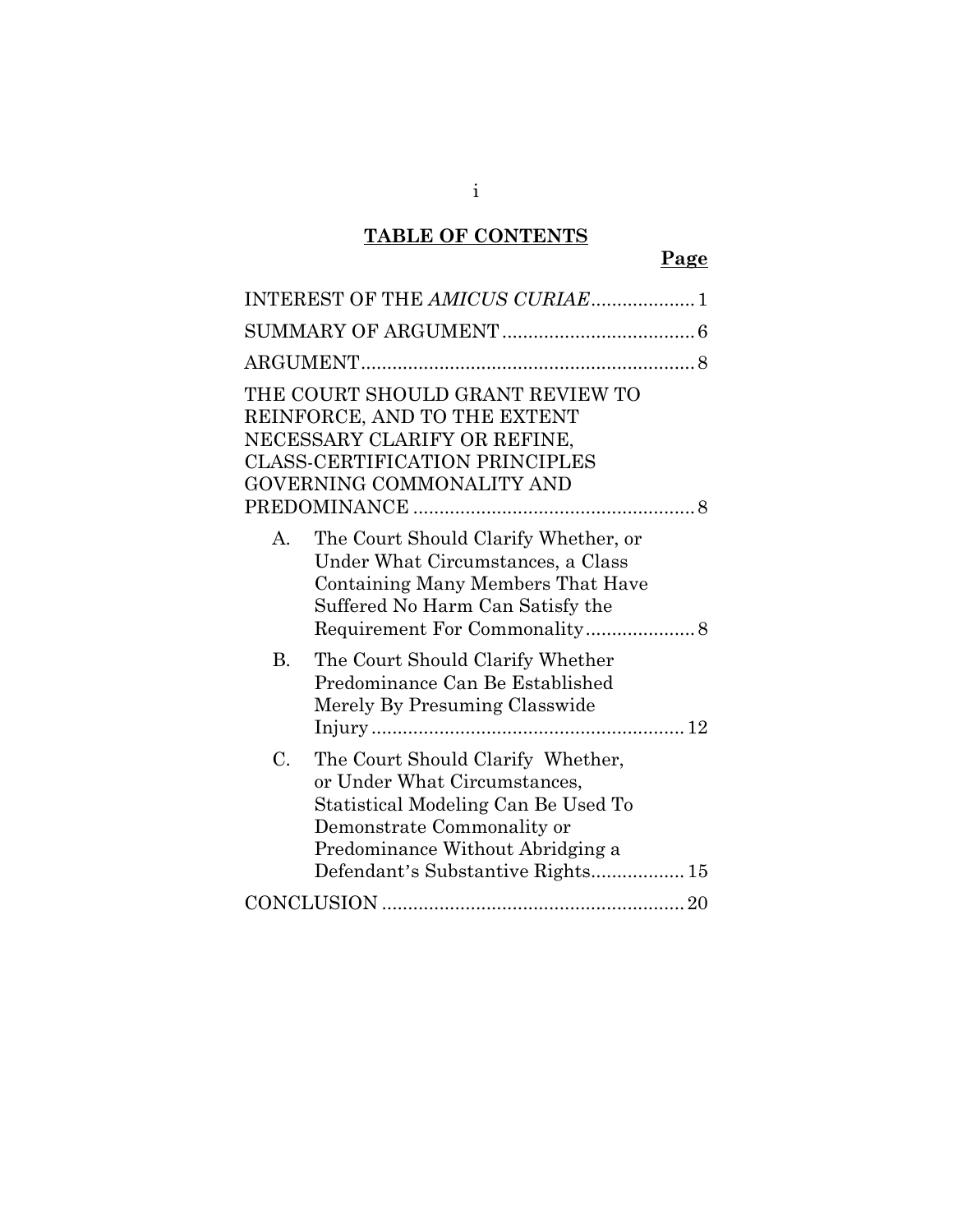## TABLE OF CONTENTS

| | Page |
|---|---|
| INTEREST OF THE *AMICUS CURIAE* | 1 |
| SUMMARY OF ARGUMENT | 6 |
| ARGUMENT | 8 |
| THE COURT SHOULD GRANT REVIEW TO REINFORCE, AND TO THE EXTENT NECESSARY CLARIFY OR REFINE, CLASS-CERTIFICATION PRINCIPLES GOVERNING COMMONALITY AND PREDOMINANCE | 8 |
| A. The Court Should Clarify Whether, or Under What Circumstances, a Class Containing Many Members That Have Suffered No Harm Can Satisfy the Requirement For Commonality | 8 |
| B. The Court Should Clarify Whether Predominance Can Be Established Merely By Presuming Classwide Injury | 12 |
| C. The Court Should Clarify Whether, or Under What Circumstances, Statistical Modeling Can Be Used To Demonstrate Commonality or Predominance Without Abridging a Defendant's Substantive Rights | 15 |
| CONCLUSION | 20 |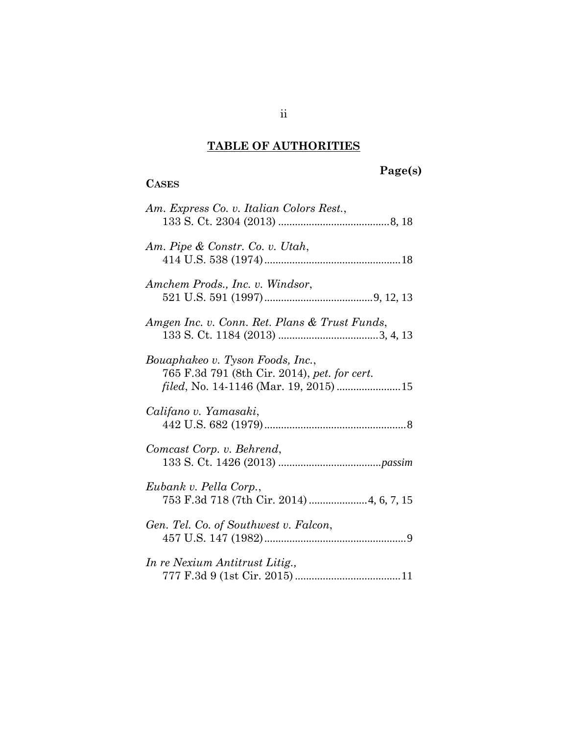## TABLE OF AUTHORITIES

**Page(s)**

**CASES**

*Am. Express Co. v. Italian Colors Rest.*, 133 S. Ct. 2304 (2013) ........................................ 8, 18

*Am. Pipe & Constr. Co. v. Utah*, 414 U.S. 538 (1974) ................................................ 18

*Amchem Prods., Inc. v. Windsor*, 521 U.S. 591 (1997) ...................................... 9, 12, 13

*Amgen Inc. v. Conn. Ret. Plans & Trust Funds*, 133 S. Ct. 1184 (2013) .................................... 3, 4, 13

*Bouaphakeo v. Tyson Foods, Inc.*, 765 F.3d 791 (8th Cir. 2014), *pet. for cert. filed*, No. 14-1146 (Mar. 19, 2015) ....................... 15

*Califano v. Yamasaki*, 442 U.S. 682 (1979) .................................................. 8

*Comcast Corp. v. Behrend*, 133 S. Ct. 1426 (2013) ..................................... *passim*

*Eubank v. Pella Corp.*, 753 F.3d 718 (7th Cir. 2014) ..................... 4, 6, 7, 15

*Gen. Tel. Co. of Southwest v. Falcon*, 457 U.S. 147 (1982) .................................................. 9

*In re Nexium Antitrust Litig.*, 777 F.3d 9 (1st Cir. 2015) ...................................... 11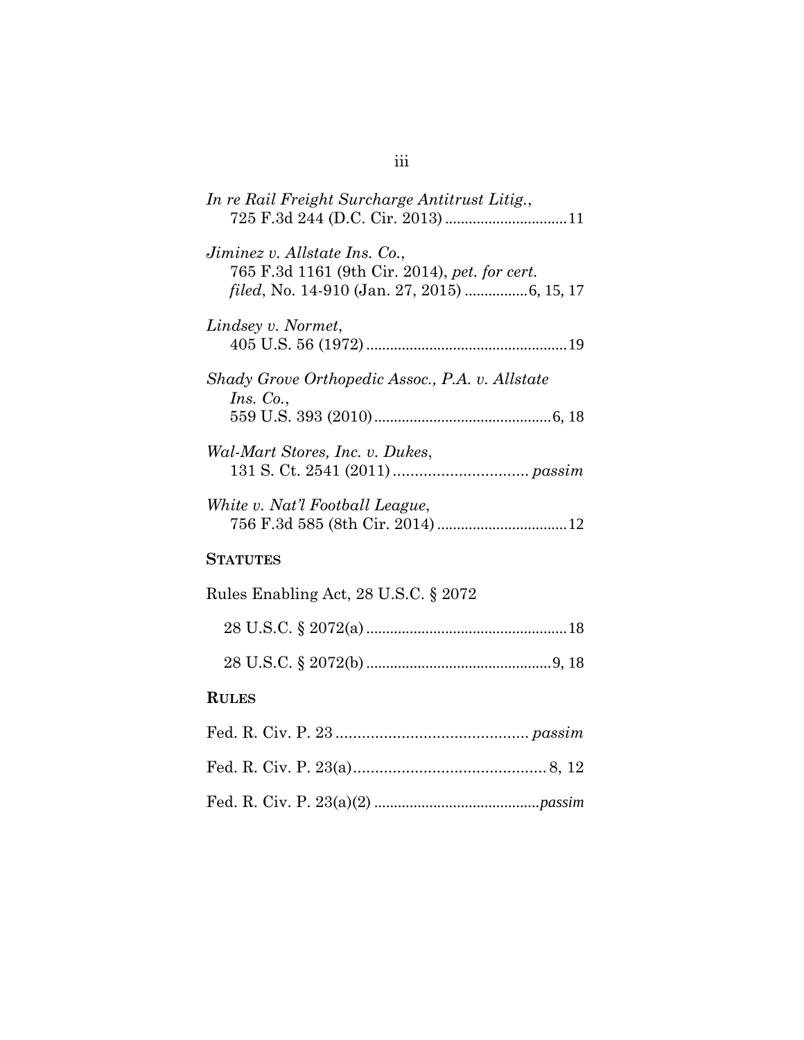*In re Rail Freight Surcharge Antitrust Litig.*,
725 F.3d 244 (D.C. Cir. 2013) ..............................11

*Jiminez v. Allstate Ins. Co.*,
765 F.3d 1161 (9th Cir. 2014), *pet. for cert. filed*, No. 14-910 (Jan. 27, 2015) ...............6, 15, 17

*Lindsey v. Normet*,
405 U.S. 56 (1972) ..................................................19

*Shady Grove Orthopedic Assoc., P.A. v. Allstate Ins. Co.*,
559 U.S. 393 (2010)............................................6, 18

*Wal-Mart Stores, Inc. v. Dukes*,
131 S. Ct. 2541 (2011) .............................. *passim*

*White v. Nat'l Football League*,
756 F.3d 585 (8th Cir. 2014) ................................12

**STATUTES**

Rules Enabling Act, 28 U.S.C. § 2072

28 U.S.C. § 2072(a) ..................................................18

28 U.S.C. § 2072(b) ..............................................9, 18

**RULES**

Fed. R. Civ. P. 23 ........................................... *passim*

Fed. R. Civ. P. 23(a)........................................... 8, 12

Fed. R. Civ. P. 23(a)(2) .........................................*passim*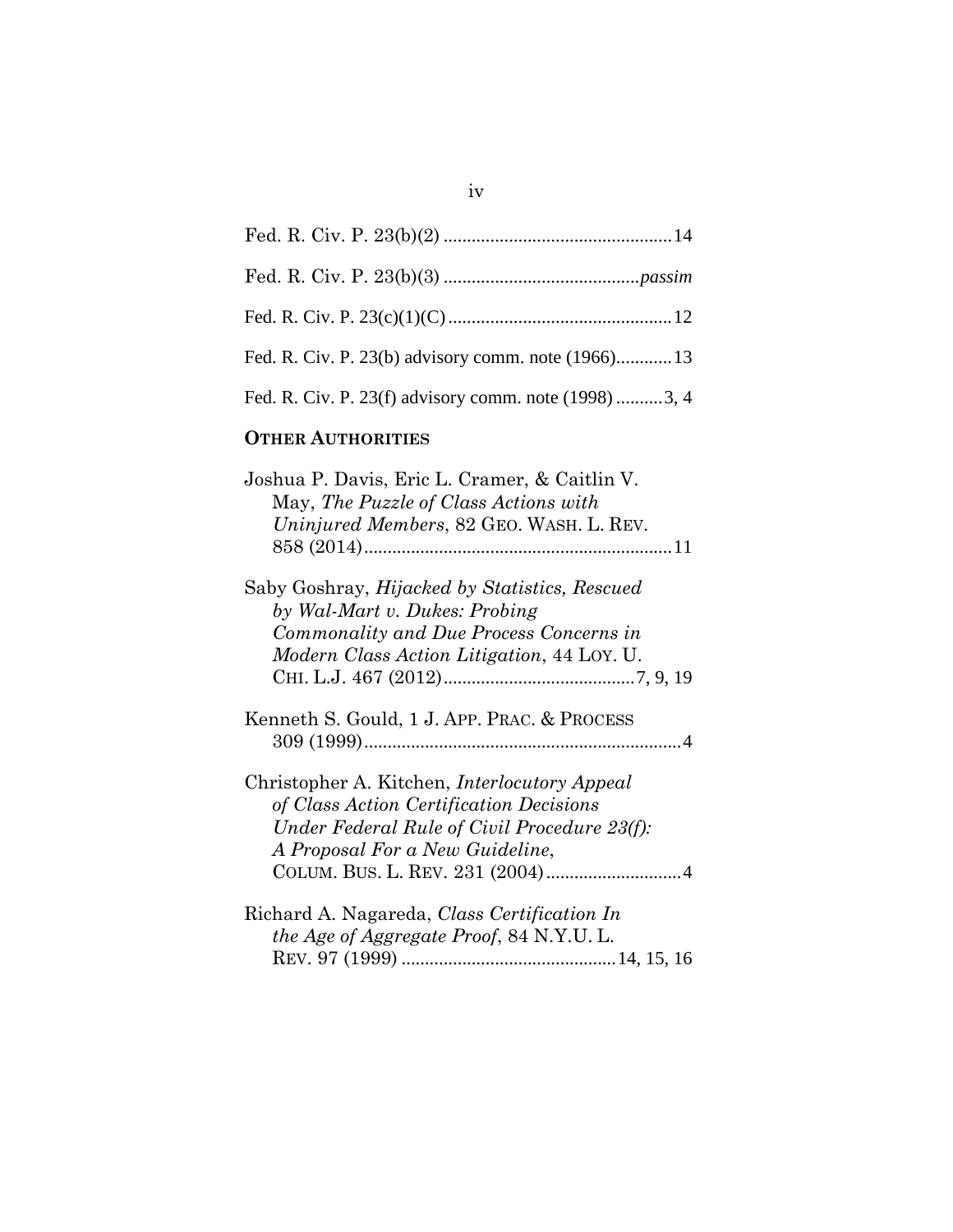Fed. R. Civ. P. 23(b)(2) .................................................14

Fed. R. Civ. P. 23(b)(3) ..........................................*passim*

Fed. R. Civ. P. 23(c)(1)(C) ................................................12

Fed. R. Civ. P. 23(b) advisory comm. note (1966)............13

Fed. R. Civ. P. 23(f) advisory comm. note (1998) ..........3, 4

## OTHER AUTHORITIES

Joshua P. Davis, Eric L. Cramer, & Caitlin V. May, *The Puzzle of Class Actions with Uninjured Members*, 82 GEO. WASH. L. REV. 858 (2014)..................................................................11

Saby Goshray, *Hijacked by Statistics, Rescued by Wal-Mart v. Dukes: Probing Commonality and Due Process Concerns in Modern Class Action Litigation*, 44 LOY. U. CHI. L.J. 467 (2012).........................................7, 9, 19

Kenneth S. Gould, 1 J. APP. PRAC. & PROCESS 309 (1999)....................................................................4

Christopher A. Kitchen, *Interlocutory Appeal of Class Action Certification Decisions Under Federal Rule of Civil Procedure 23(f): A Proposal For a New Guideline*, COLUM. BUS. L. REV. 231 (2004).............................4

Richard A. Nagareda, *Class Certification In the Age of Aggregate Proof*, 84 N.Y.U. L. REV. 97 (1999) .............................................14, 15, 16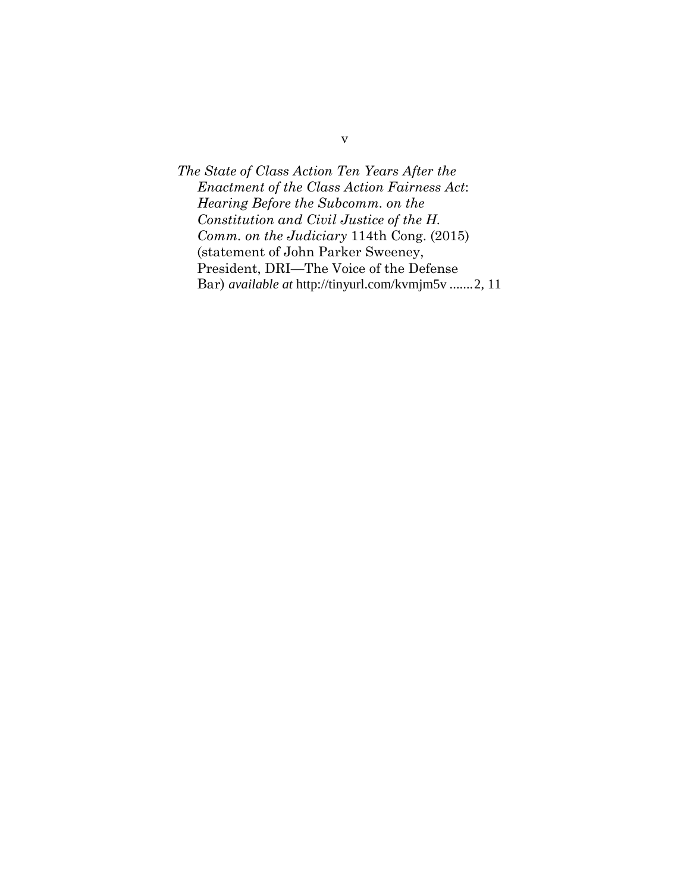*The State of Class Action Ten Years After the Enactment of the Class Action Fairness Act*: *Hearing Before the Subcomm. on the Constitution and Civil Justice of the H. Comm. on the Judiciary* 114th Cong. (2015) (statement of John Parker Sweeney, President, DRI—The Voice of the Defense Bar) *available at* http://tinyurl.com/kvmjm5v .......2, 11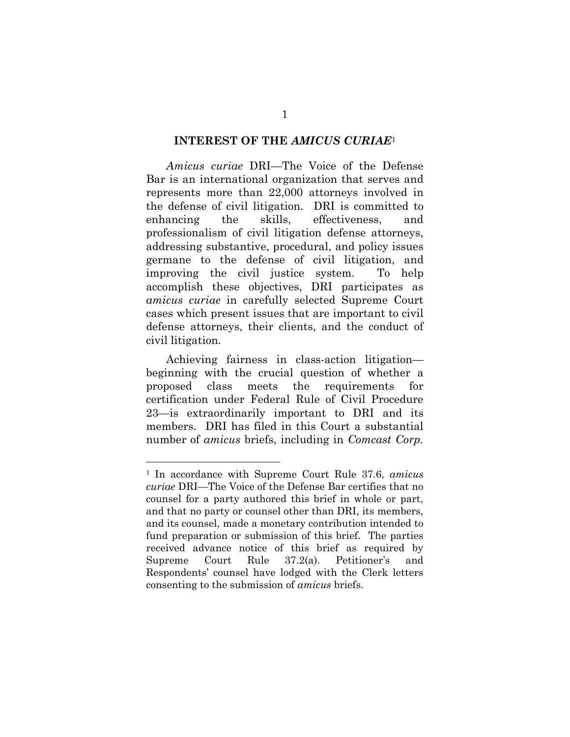## INTEREST OF THE *AMICUS CURIAE*[1]

*Amicus curiae* DRI—The Voice of the Defense Bar is an international organization that serves and represents more than 22,000 attorneys involved in the defense of civil litigation. DRI is committed to enhancing the skills, effectiveness, and professionalism of civil litigation defense attorneys, addressing substantive, procedural, and policy issues germane to the defense of civil litigation, and improving the civil justice system. To help accomplish these objectives, DRI participates as *amicus curiae* in carefully selected Supreme Court cases which present issues that are important to civil defense attorneys, their clients, and the conduct of civil litigation.

Achieving fairness in class-action litigation—beginning with the crucial question of whether a proposed class meets the requirements for certification under Federal Rule of Civil Procedure 23—is extraordinarily important to DRI and its members. DRI has filed in this Court a substantial number of *amicus* briefs, including in *Comcast Corp.*

---

[1] In accordance with Supreme Court Rule 37.6, *amicus curiae* DRI—The Voice of the Defense Bar certifies that no counsel for a party authored this brief in whole or part, and that no party or counsel other than DRI, its members, and its counsel, made a monetary contribution intended to fund preparation or submission of this brief. The parties received advance notice of this brief as required by Supreme Court Rule 37.2(a). Petitioner's and Respondents' counsel have lodged with the Clerk letters consenting to the submission of *amicus* briefs.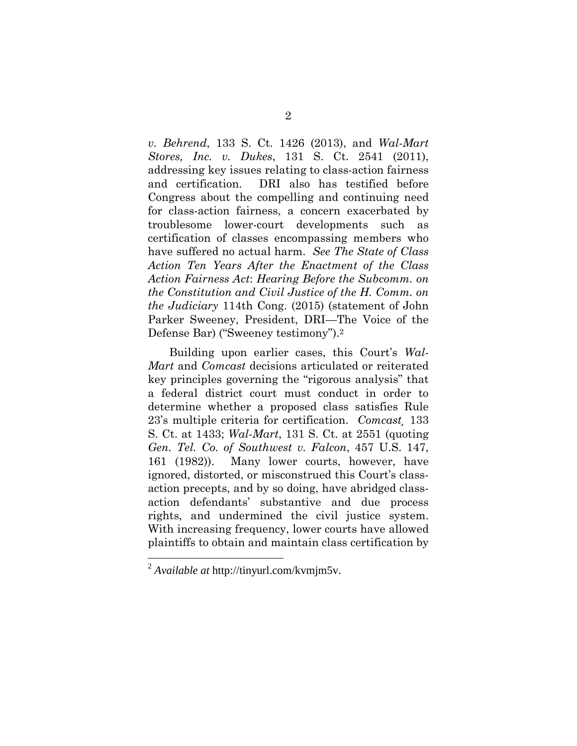*v. Behrend*, 133 S. Ct. 1426 (2013), and *Wal-Mart Stores, Inc. v. Dukes*, 131 S. Ct. 2541 (2011), addressing key issues relating to class-action fairness and certification. DRI also has testified before Congress about the compelling and continuing need for class-action fairness, a concern exacerbated by troublesome lower-court developments such as certification of classes encompassing members who have suffered no actual harm. *See The State of Class Action Ten Years After the Enactment of the Class Action Fairness Act*: *Hearing Before the Subcomm. on the Constitution and Civil Justice of the H. Comm. on the Judiciary* 114th Cong. (2015) (statement of John Parker Sweeney, President, DRI—The Voice of the Defense Bar) ("Sweeney testimony").[2]

Building upon earlier cases, this Court's *Wal-Mart* and *Comcast* decisions articulated or reiterated key principles governing the "rigorous analysis" that a federal district court must conduct in order to determine whether a proposed class satisfies Rule 23's multiple criteria for certification. *Comcast*¸ 133 S. Ct. at 1433; *Wal-Mart*, 131 S. Ct. at 2551 (quoting *Gen. Tel. Co. of Southwest v. Falcon*, 457 U.S. 147, 161 (1982)). Many lower courts, however, have ignored, distorted, or misconstrued this Court's class-action precepts, and by so doing, have abridged class-action defendants' substantive and due process rights, and undermined the civil justice system. With increasing frequency, lower courts have allowed plaintiffs to obtain and maintain class certification by

---

[2] *Available at* http://tinyurl.com/kvmjm5v.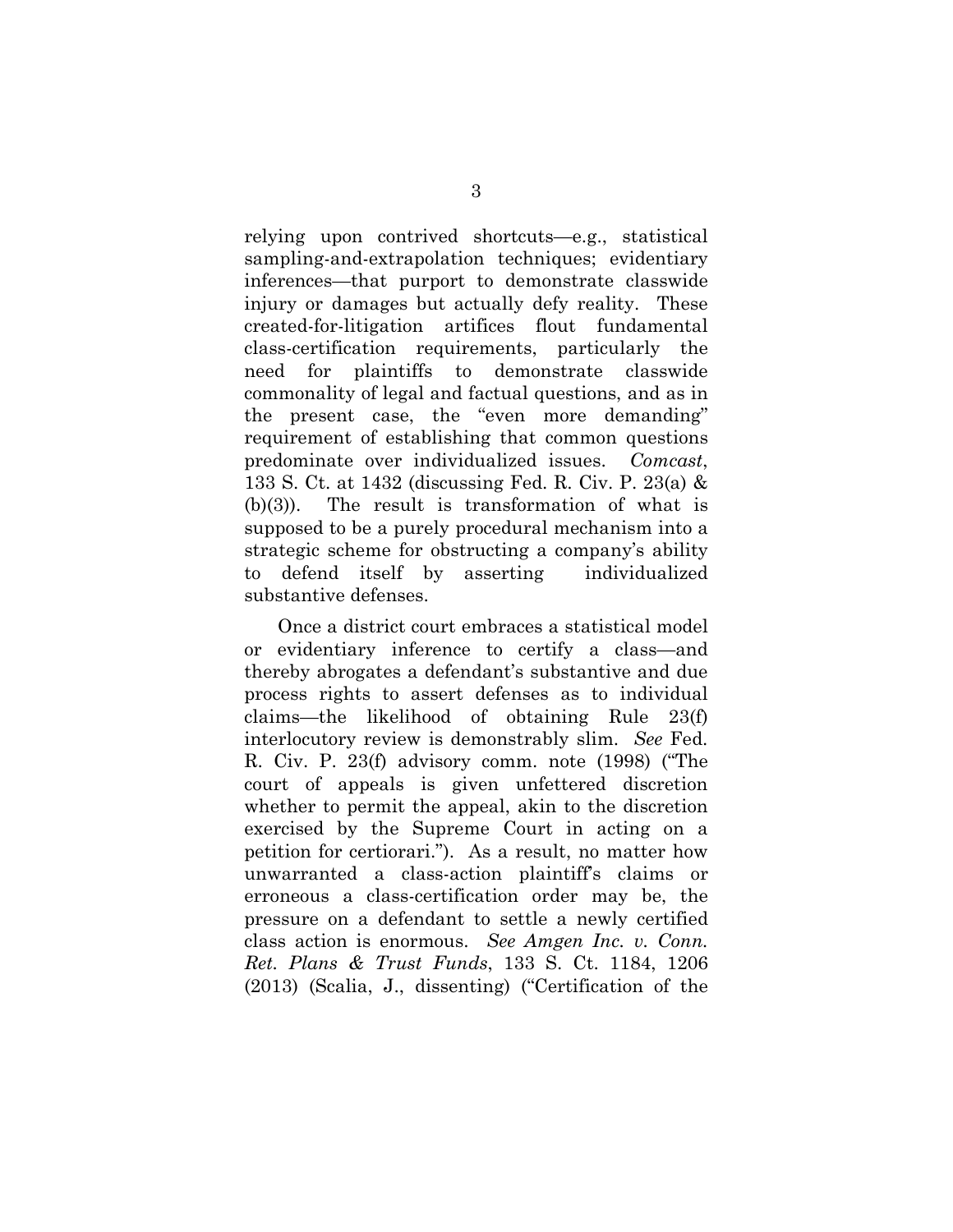relying upon contrived shortcuts—e.g., statistical sampling-and-extrapolation techniques; evidentiary inferences—that purport to demonstrate classwide injury or damages but actually defy reality. These created-for-litigation artifices flout fundamental class-certification requirements, particularly the need for plaintiffs to demonstrate classwide commonality of legal and factual questions, and as in the present case, the "even more demanding" requirement of establishing that common questions predominate over individualized issues. *Comcast*, 133 S. Ct. at 1432 (discussing Fed. R. Civ. P. 23(a) & (b)(3)). The result is transformation of what is supposed to be a purely procedural mechanism into a strategic scheme for obstructing a company's ability to defend itself by asserting individualized substantive defenses.

Once a district court embraces a statistical model or evidentiary inference to certify a class—and thereby abrogates a defendant's substantive and due process rights to assert defenses as to individual claims—the likelihood of obtaining Rule 23(f) interlocutory review is demonstrably slim. *See* Fed. R. Civ. P. 23(f) advisory comm. note (1998) ("The court of appeals is given unfettered discretion whether to permit the appeal, akin to the discretion exercised by the Supreme Court in acting on a petition for certiorari."). As a result, no matter how unwarranted a class-action plaintiff's claims or erroneous a class-certification order may be, the pressure on a defendant to settle a newly certified class action is enormous. *See Amgen Inc. v. Conn. Ret. Plans & Trust Funds*, 133 S. Ct. 1184, 1206 (2013) (Scalia, J., dissenting) ("Certification of the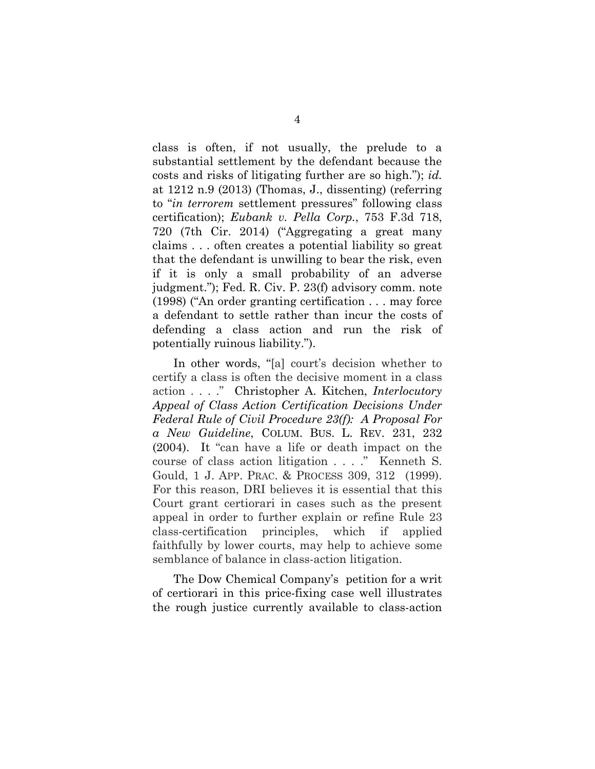class is often, if not usually, the prelude to a substantial settlement by the defendant because the costs and risks of litigating further are so high."); *id.* at 1212 n.9 (2013) (Thomas, J., dissenting) (referring to "*in terrorem* settlement pressures" following class certification); *Eubank v. Pella Corp.*, 753 F.3d 718, 720 (7th Cir. 2014) ("Aggregating a great many claims . . . often creates a potential liability so great that the defendant is unwilling to bear the risk, even if it is only a small probability of an adverse judgment."); Fed. R. Civ. P. 23(f) advisory comm. note (1998) ("An order granting certification . . . may force a defendant to settle rather than incur the costs of defending a class action and run the risk of potentially ruinous liability.").

In other words, "[a] court's decision whether to certify a class is often the decisive moment in a class action . . . ." Christopher A. Kitchen, *Interlocutory Appeal of Class Action Certification Decisions Under Federal Rule of Civil Procedure 23(f): A Proposal For a New Guideline*, COLUM. BUS. L. REV. 231, 232 (2004). It "can have a life or death impact on the course of class action litigation . . . ." Kenneth S. Gould, 1 J. APP. PRAC. & PROCESS 309, 312 (1999). For this reason, DRI believes it is essential that this Court grant certiorari in cases such as the present appeal in order to further explain or refine Rule 23 class-certification principles, which if applied faithfully by lower courts, may help to achieve some semblance of balance in class-action litigation.

The Dow Chemical Company's petition for a writ of certiorari in this price-fixing case well illustrates the rough justice currently available to class-action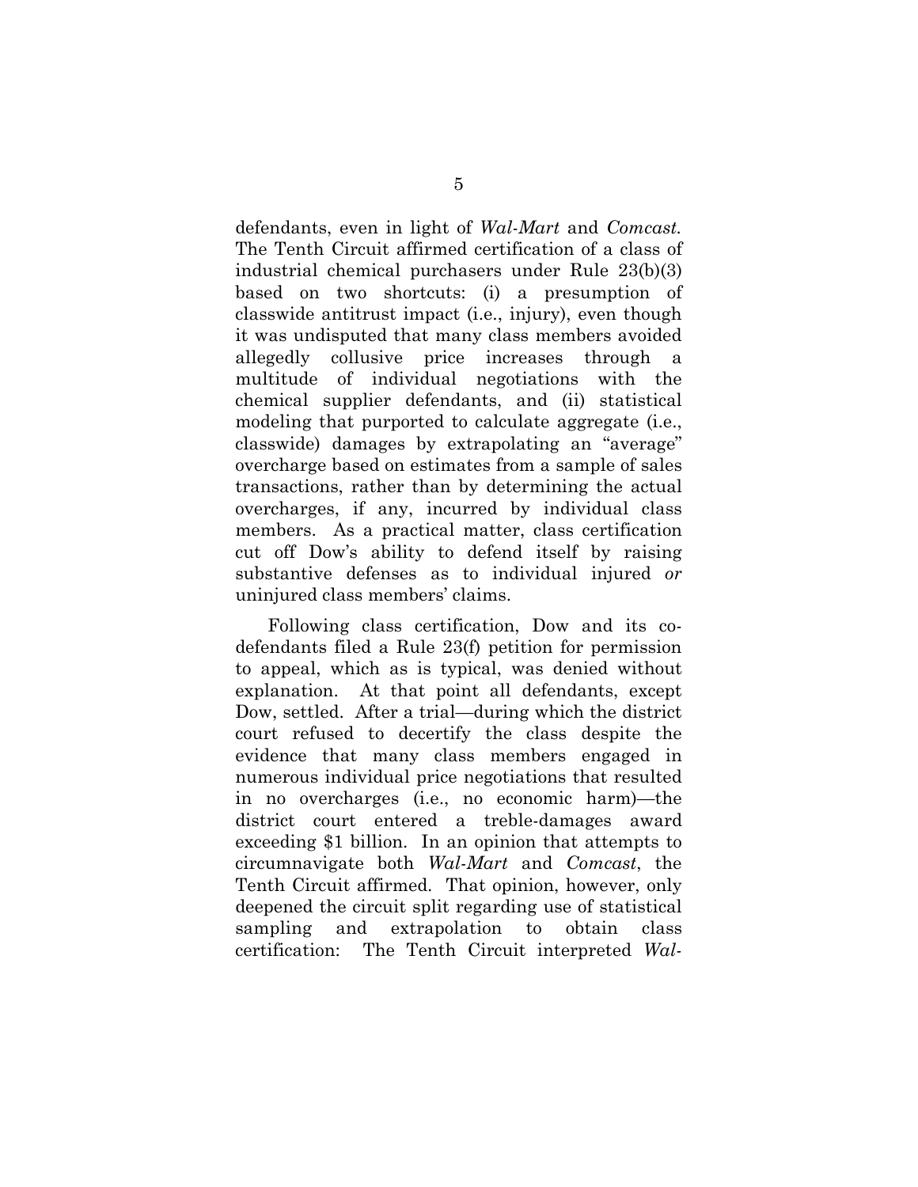defendants, even in light of *Wal-Mart* and *Comcast.* The Tenth Circuit affirmed certification of a class of industrial chemical purchasers under Rule 23(b)(3) based on two shortcuts: (i) a presumption of classwide antitrust impact (i.e., injury), even though it was undisputed that many class members avoided allegedly collusive price increases through a multitude of individual negotiations with the chemical supplier defendants, and (ii) statistical modeling that purported to calculate aggregate (i.e., classwide) damages by extrapolating an "average" overcharge based on estimates from a sample of sales transactions, rather than by determining the actual overcharges, if any, incurred by individual class members. As a practical matter, class certification cut off Dow's ability to defend itself by raising substantive defenses as to individual injured *or* uninjured class members' claims.

Following class certification, Dow and its co-defendants filed a Rule 23(f) petition for permission to appeal, which as is typical, was denied without explanation. At that point all defendants, except Dow, settled. After a trial—during which the district court refused to decertify the class despite the evidence that many class members engaged in numerous individual price negotiations that resulted in no overcharges (i.e., no economic harm)—the district court entered a treble-damages award exceeding $1 billion. In an opinion that attempts to circumnavigate both *Wal-Mart* and *Comcast*, the Tenth Circuit affirmed. That opinion, however, only deepened the circuit split regarding use of statistical sampling and extrapolation to obtain class certification: The Tenth Circuit interpreted *Wal-*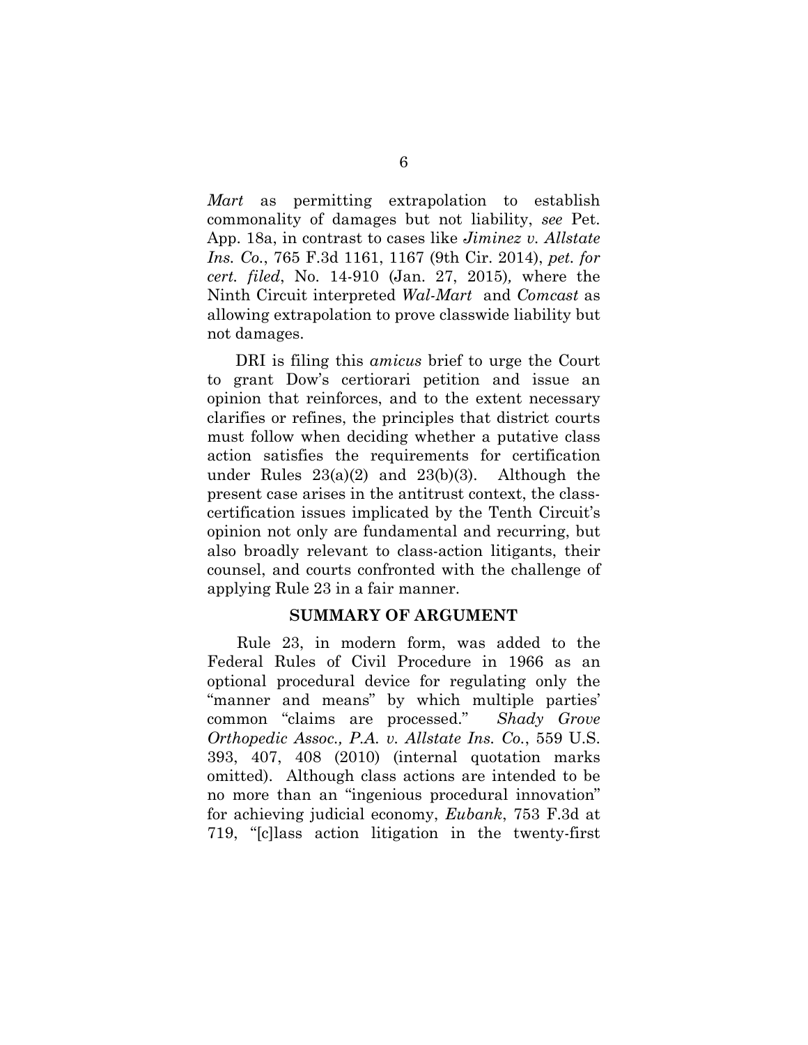*Mart* as permitting extrapolation to establish commonality of damages but not liability, *see* Pet. App. 18a, in contrast to cases like *Jiminez v. Allstate Ins. Co.*, 765 F.3d 1161, 1167 (9th Cir. 2014), *pet. for cert. filed*, No. 14-910 (Jan. 27, 2015), where the Ninth Circuit interpreted *Wal-Mart* and *Comcast* as allowing extrapolation to prove classwide liability but not damages.

DRI is filing this *amicus* brief to urge the Court to grant Dow's certiorari petition and issue an opinion that reinforces, and to the extent necessary clarifies or refines, the principles that district courts must follow when deciding whether a putative class action satisfies the requirements for certification under Rules 23(a)(2) and 23(b)(3). Although the present case arises in the antitrust context, the class-certification issues implicated by the Tenth Circuit's opinion not only are fundamental and recurring, but also broadly relevant to class-action litigants, their counsel, and courts confronted with the challenge of applying Rule 23 in a fair manner.

## SUMMARY OF ARGUMENT

Rule 23, in modern form, was added to the Federal Rules of Civil Procedure in 1966 as an optional procedural device for regulating only the "manner and means" by which multiple parties' common "claims are processed." *Shady Grove Orthopedic Assoc., P.A. v. Allstate Ins. Co.*, 559 U.S. 393, 407, 408 (2010) (internal quotation marks omitted). Although class actions are intended to be no more than an "ingenious procedural innovation" for achieving judicial economy, *Eubank*, 753 F.3d at 719, "[c]lass action litigation in the twenty-first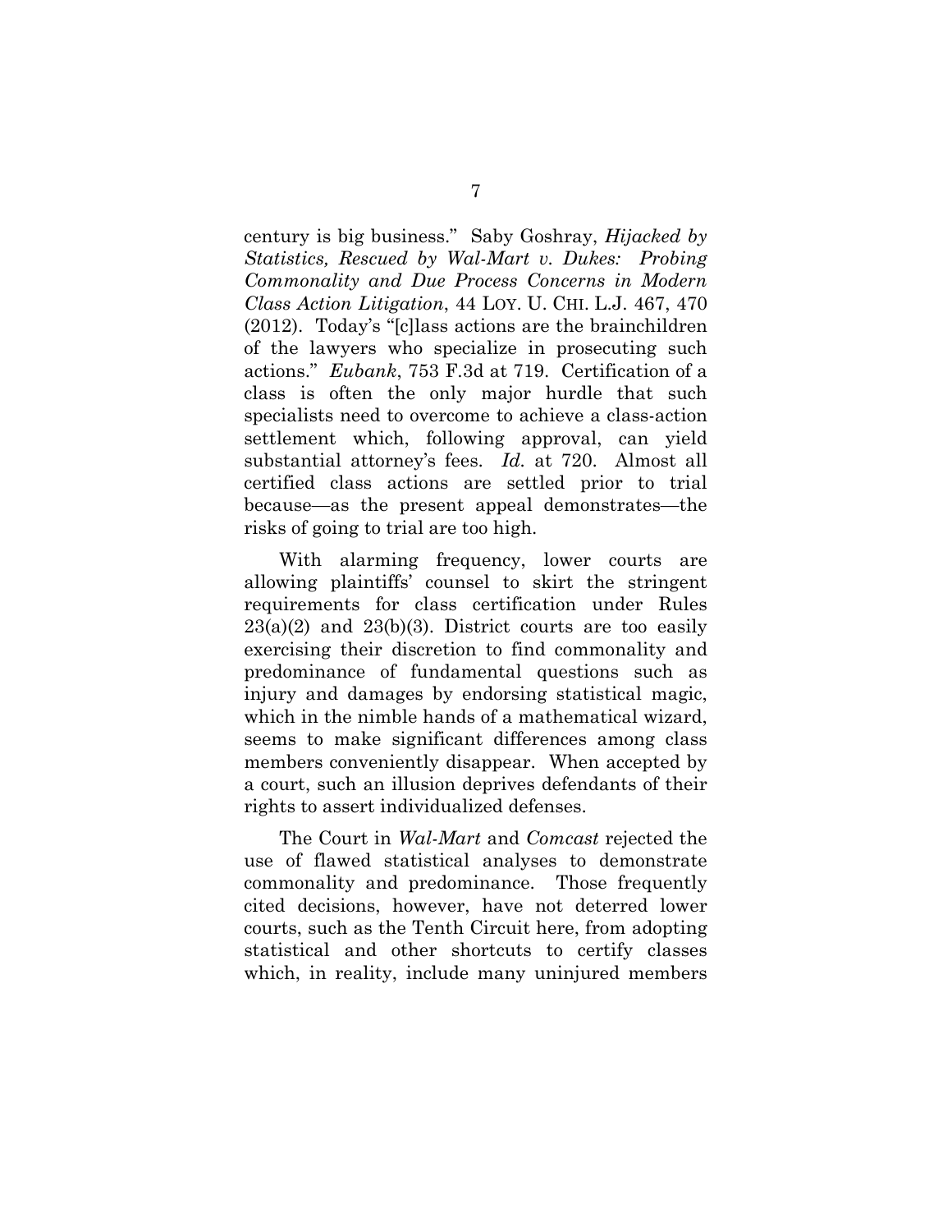century is big business." Saby Goshray, *Hijacked by Statistics, Rescued by Wal-Mart v. Dukes: Probing Commonality and Due Process Concerns in Modern Class Action Litigation*, 44 LOY. U. CHI. L.J. 467, 470 (2012). Today's "[c]lass actions are the brainchildren of the lawyers who specialize in prosecuting such actions." *Eubank*, 753 F.3d at 719. Certification of a class is often the only major hurdle that such specialists need to overcome to achieve a class-action settlement which, following approval, can yield substantial attorney's fees. *Id.* at 720. Almost all certified class actions are settled prior to trial because—as the present appeal demonstrates—the risks of going to trial are too high.

With alarming frequency, lower courts are allowing plaintiffs' counsel to skirt the stringent requirements for class certification under Rules 23(a)(2) and 23(b)(3). District courts are too easily exercising their discretion to find commonality and predominance of fundamental questions such as injury and damages by endorsing statistical magic, which in the nimble hands of a mathematical wizard, seems to make significant differences among class members conveniently disappear. When accepted by a court, such an illusion deprives defendants of their rights to assert individualized defenses.

The Court in *Wal-Mart* and *Comcast* rejected the use of flawed statistical analyses to demonstrate commonality and predominance. Those frequently cited decisions, however, have not deterred lower courts, such as the Tenth Circuit here, from adopting statistical and other shortcuts to certify classes which, in reality, include many uninjured members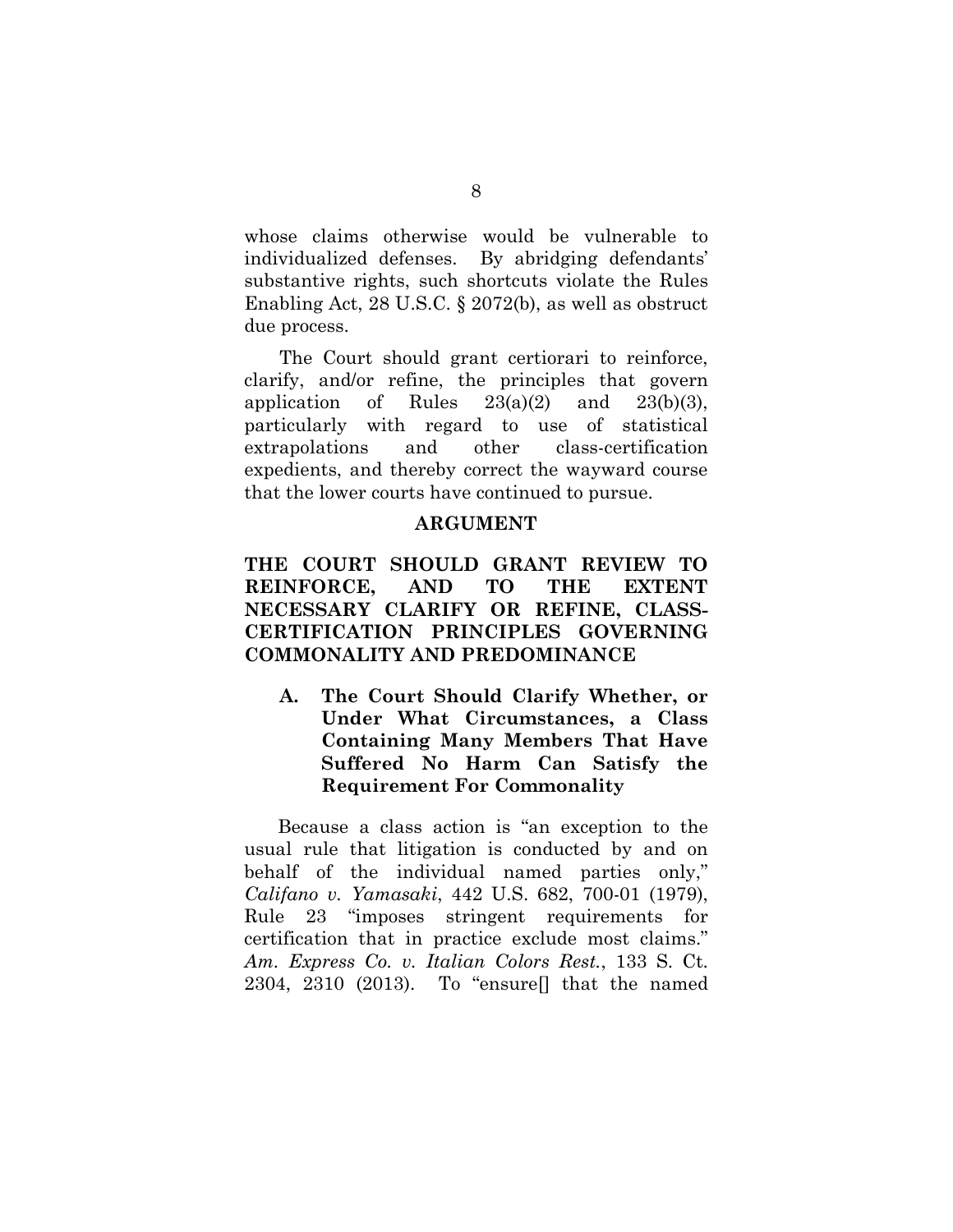whose claims otherwise would be vulnerable to individualized defenses. By abridging defendants' substantive rights, such shortcuts violate the Rules Enabling Act, 28 U.S.C. § 2072(b), as well as obstruct due process.

The Court should grant certiorari to reinforce, clarify, and/or refine, the principles that govern application of Rules 23(a)(2) and 23(b)(3), particularly with regard to use of statistical extrapolations and other class-certification expedients, and thereby correct the wayward course that the lower courts have continued to pursue.

## ARGUMENT

## THE COURT SHOULD GRANT REVIEW TO REINFORCE, AND TO THE EXTENT NECESSARY CLARIFY OR REFINE, CLASS-CERTIFICATION PRINCIPLES GOVERNING COMMONALITY AND PREDOMINANCE

### A. The Court Should Clarify Whether, or Under What Circumstances, a Class Containing Many Members That Have Suffered No Harm Can Satisfy the Requirement For Commonality

Because a class action is "an exception to the usual rule that litigation is conducted by and on behalf of the individual named parties only," *Califano v. Yamasaki*, 442 U.S. 682, 700-01 (1979), Rule 23 "imposes stringent requirements for certification that in practice exclude most claims." *Am. Express Co. v. Italian Colors Rest.*, 133 S. Ct. 2304, 2310 (2013). To "ensure[] that the named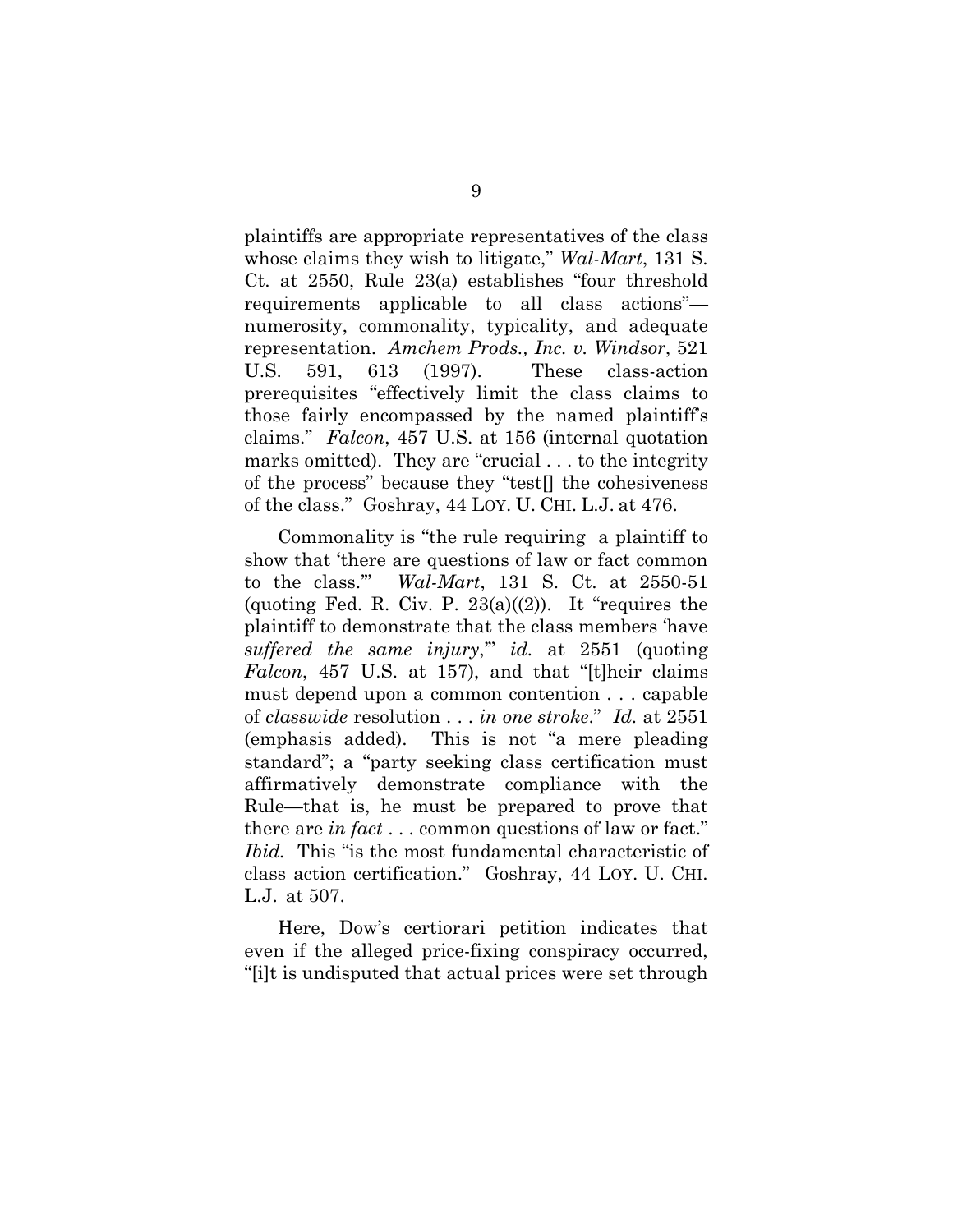plaintiffs are appropriate representatives of the class whose claims they wish to litigate," *Wal-Mart*, 131 S. Ct. at 2550, Rule 23(a) establishes "four threshold requirements applicable to all class actions"—numerosity, commonality, typicality, and adequate representation. *Amchem Prods., Inc. v. Windsor*, 521 U.S. 591, 613 (1997). These class-action prerequisites "effectively limit the class claims to those fairly encompassed by the named plaintiff's claims." *Falcon*, 457 U.S. at 156 (internal quotation marks omitted). They are "crucial . . . to the integrity of the process" because they "test[] the cohesiveness of the class." Goshray, 44 LOY. U. CHI. L.J. at 476.

Commonality is "the rule requiring a plaintiff to show that 'there are questions of law or fact common to the class.'" *Wal-Mart*, 131 S. Ct. at 2550-51 (quoting Fed. R. Civ. P. 23(a)((2)). It "requires the plaintiff to demonstrate that the class members 'have *suffered the same injury*,'" *id.* at 2551 (quoting *Falcon*, 457 U.S. at 157), and that "[t]heir claims must depend upon a common contention . . . capable of *classwide* resolution . . . *in one stroke*." *Id.* at 2551 (emphasis added). This is not "a mere pleading standard"; a "party seeking class certification must affirmatively demonstrate compliance with the Rule—that is, he must be prepared to prove that there are *in fact* . . . common questions of law or fact." *Ibid.* This "is the most fundamental characteristic of class action certification." Goshray, 44 LOY. U. CHI. L.J. at 507.

Here, Dow's certiorari petition indicates that even if the alleged price-fixing conspiracy occurred, "[i]t is undisputed that actual prices were set through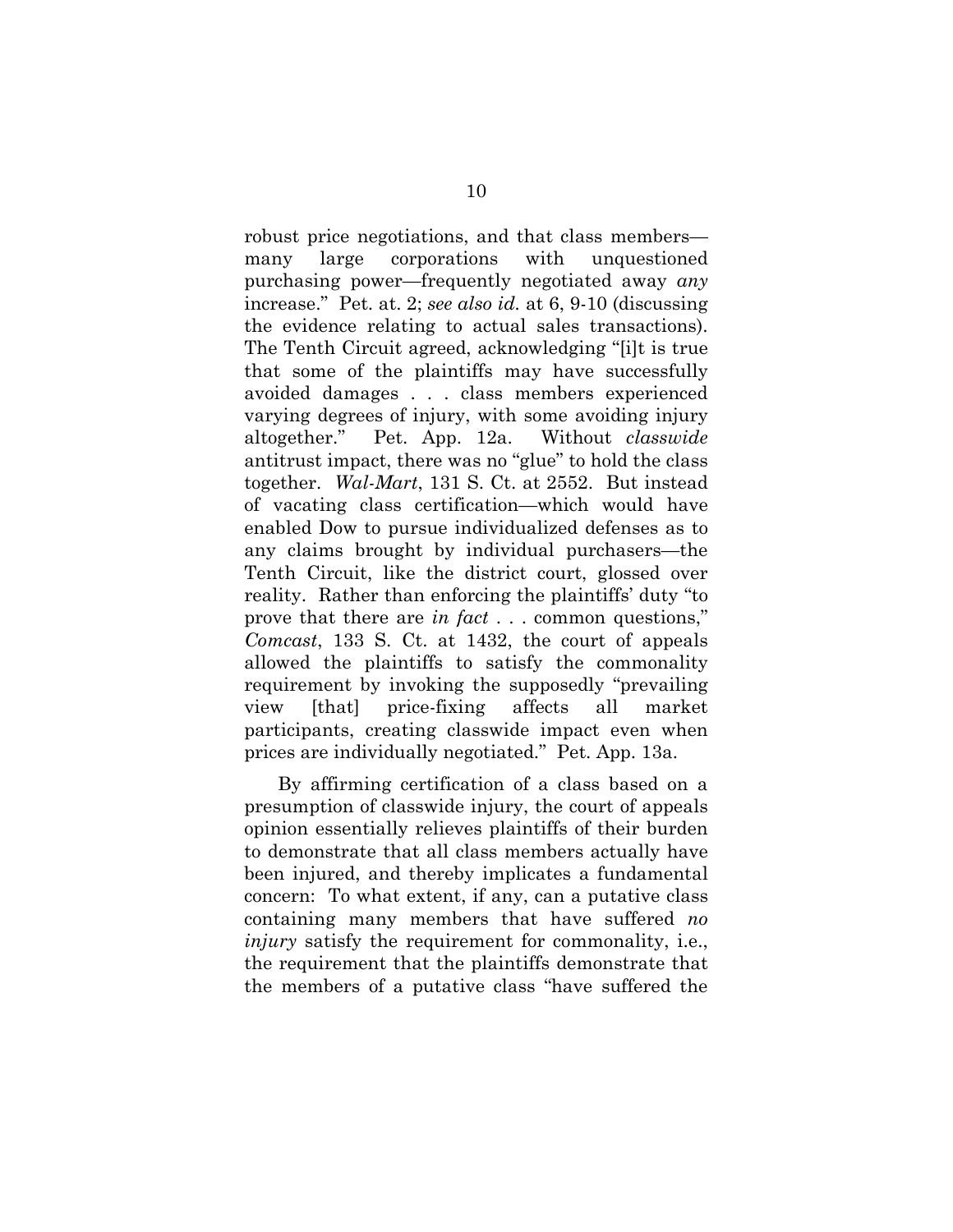robust price negotiations, and that class members—many large corporations with unquestioned purchasing power—frequently negotiated away *any* increase." Pet. at. 2; *see also id.* at 6, 9-10 (discussing the evidence relating to actual sales transactions). The Tenth Circuit agreed, acknowledging "[i]t is true that some of the plaintiffs may have successfully avoided damages . . . class members experienced varying degrees of injury, with some avoiding injury altogether." Pet. App. 12a. Without *classwide* antitrust impact, there was no "glue" to hold the class together. *Wal-Mart*, 131 S. Ct. at 2552. But instead of vacating class certification—which would have enabled Dow to pursue individualized defenses as to any claims brought by individual purchasers—the Tenth Circuit, like the district court, glossed over reality. Rather than enforcing the plaintiffs' duty "to prove that there are *in fact* . . . common questions," *Comcast*, 133 S. Ct. at 1432, the court of appeals allowed the plaintiffs to satisfy the commonality requirement by invoking the supposedly "prevailing view [that] price-fixing affects all market participants, creating classwide impact even when prices are individually negotiated." Pet. App. 13a.

By affirming certification of a class based on a presumption of classwide injury, the court of appeals opinion essentially relieves plaintiffs of their burden to demonstrate that all class members actually have been injured, and thereby implicates a fundamental concern: To what extent, if any, can a putative class containing many members that have suffered *no injury* satisfy the requirement for commonality, i.e., the requirement that the plaintiffs demonstrate that the members of a putative class "have suffered the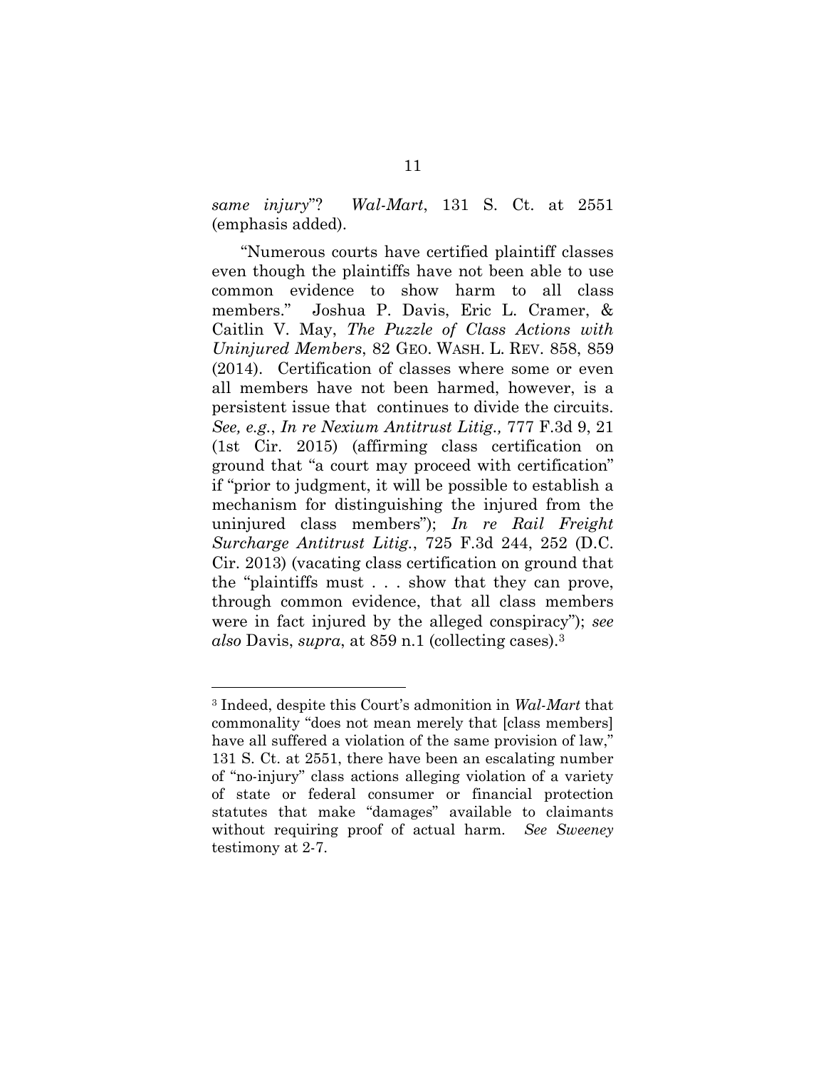*same injury*"? *Wal-Mart*, 131 S. Ct. at 2551 (emphasis added).

"Numerous courts have certified plaintiff classes even though the plaintiffs have not been able to use common evidence to show harm to all class members." Joshua P. Davis, Eric L. Cramer, & Caitlin V. May, *The Puzzle of Class Actions with Uninjured Members*, 82 GEO. WASH. L. REV. 858, 859 (2014). Certification of classes where some or even all members have not been harmed, however, is a persistent issue that continues to divide the circuits. *See, e.g.*, *In re Nexium Antitrust Litig.,* 777 F.3d 9, 21 (1st Cir. 2015) (affirming class certification on ground that "a court may proceed with certification" if "prior to judgment, it will be possible to establish a mechanism for distinguishing the injured from the uninjured class members"); *In re Rail Freight Surcharge Antitrust Litig.*, 725 F.3d 244, 252 (D.C. Cir. 2013) (vacating class certification on ground that the "plaintiffs must . . . show that they can prove, through common evidence, that all class members were in fact injured by the alleged conspiracy"); *see also* Davis, *supra*, at 859 n.1 (collecting cases).[3]

---

[3] Indeed, despite this Court's admonition in *Wal-Mart* that commonality "does not mean merely that [class members] have all suffered a violation of the same provision of law," 131 S. Ct. at 2551, there have been an escalating number of "no-injury" class actions alleging violation of a variety of state or federal consumer or financial protection statutes that make "damages" available to claimants without requiring proof of actual harm. *See Sweeney* testimony at 2-7.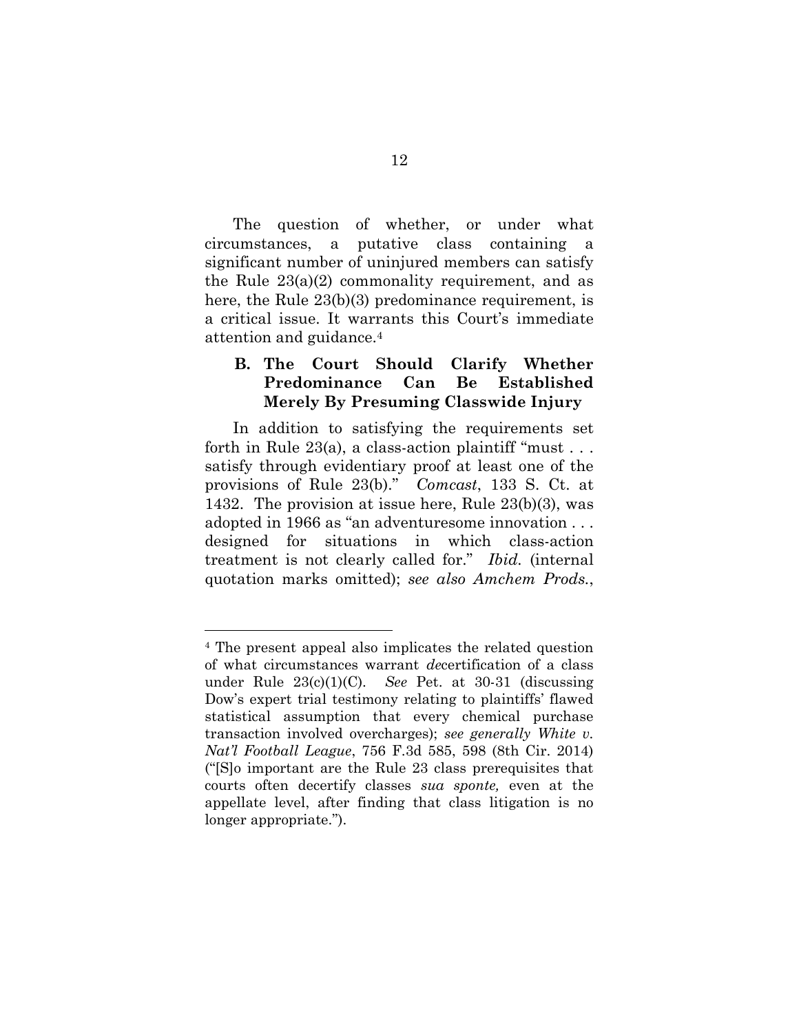The question of whether, or under what circumstances, a putative class containing a significant number of uninjured members can satisfy the Rule 23(a)(2) commonality requirement, and as here, the Rule 23(b)(3) predominance requirement, is a critical issue. It warrants this Court's immediate attention and guidance.[4]

### B. The Court Should Clarify Whether Predominance Can Be Established Merely By Presuming Classwide Injury

In addition to satisfying the requirements set forth in Rule 23(a), a class-action plaintiff "must . . . satisfy through evidentiary proof at least one of the provisions of Rule 23(b)." *Comcast*, 133 S. Ct. at 1432. The provision at issue here, Rule 23(b)(3), was adopted in 1966 as "an adventuresome innovation . . . designed for situations in which class-action treatment is not clearly called for." *Ibid.* (internal quotation marks omitted); *see also Amchem Prods.*,

---

[4] The present appeal also implicates the related question of what circumstances warrant *de*certification of a class under Rule 23(c)(1)(C). *See* Pet. at 30-31 (discussing Dow's expert trial testimony relating to plaintiffs' flawed statistical assumption that every chemical purchase transaction involved overcharges); *see generally White v. Nat'l Football League*, 756 F.3d 585, 598 (8th Cir. 2014) ("[S]o important are the Rule 23 class prerequisites that courts often decertify classes *sua sponte,* even at the appellate level, after finding that class litigation is no longer appropriate.").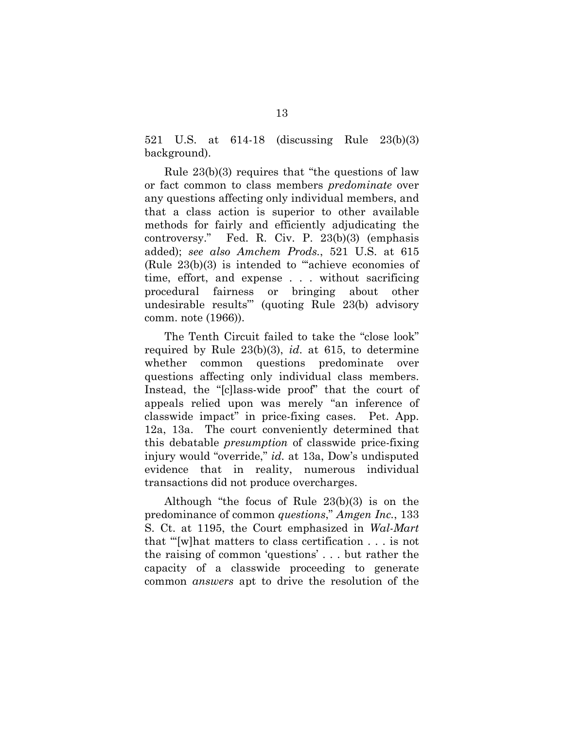521 U.S. at 614-18 (discussing Rule 23(b)(3) background).

Rule 23(b)(3) requires that "the questions of law or fact common to class members *predominate* over any questions affecting only individual members, and that a class action is superior to other available methods for fairly and efficiently adjudicating the controversy." Fed. R. Civ. P. 23(b)(3) (emphasis added); *see also Amchem Prods.*, 521 U.S. at 615 (Rule 23(b)(3) is intended to "'achieve economies of time, effort, and expense . . . without sacrificing procedural fairness or bringing about other undesirable results'" (quoting Rule 23(b) advisory comm. note (1966)).

The Tenth Circuit failed to take the "close look" required by Rule 23(b)(3), *id.* at 615, to determine whether common questions predominate over questions affecting only individual class members. Instead, the "[c]lass-wide proof" that the court of appeals relied upon was merely "an inference of classwide impact" in price-fixing cases. Pet. App. 12a, 13a. The court conveniently determined that this debatable *presumption* of classwide price-fixing injury would "override," *id.* at 13a, Dow's undisputed evidence that in reality, numerous individual transactions did not produce overcharges.

Although "the focus of Rule 23(b)(3) is on the predominance of common *questions*," *Amgen Inc.*, 133 S. Ct. at 1195, the Court emphasized in *Wal-Mart* that "'[w]hat matters to class certification . . . is not the raising of common 'questions' . . . but rather the capacity of a classwide proceeding to generate common *answers* apt to drive the resolution of the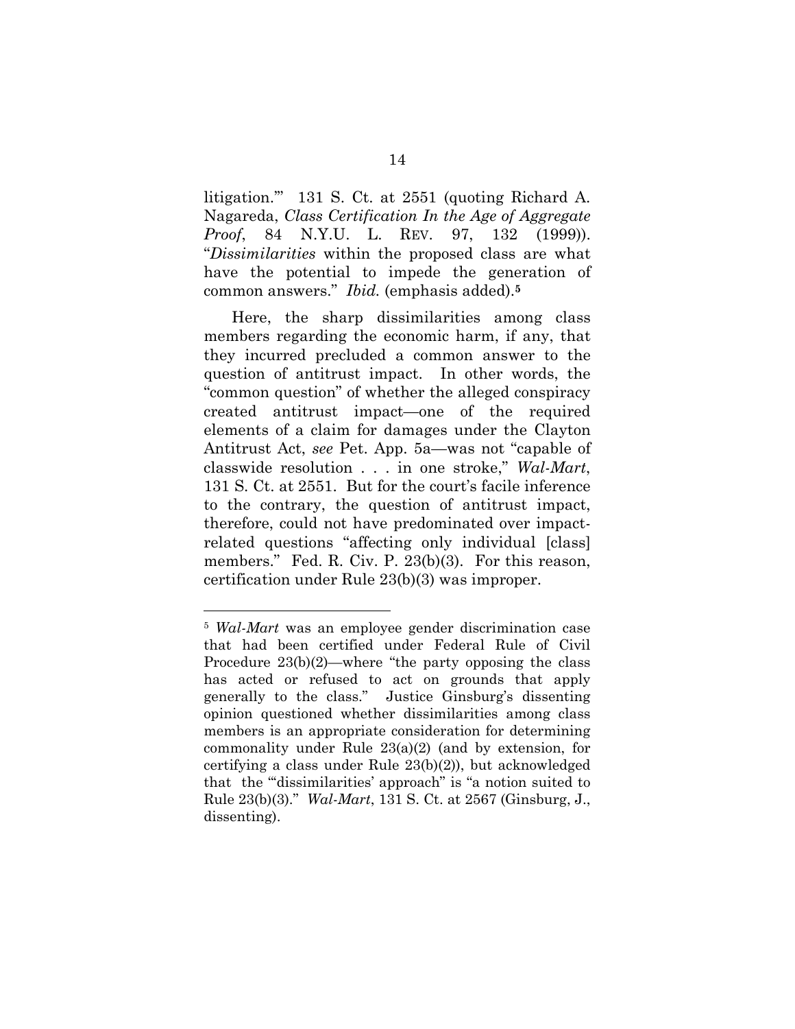litigation.'" 131 S. Ct. at 2551 (quoting Richard A. Nagareda, *Class Certification In the Age of Aggregate Proof*, 84 N.Y.U. L. REV. 97, 132 (1999)). "*Dissimilarities* within the proposed class are what have the potential to impede the generation of common answers." *Ibid.* (emphasis added).[5]

Here, the sharp dissimilarities among class members regarding the economic harm, if any, that they incurred precluded a common answer to the question of antitrust impact. In other words, the "common question" of whether the alleged conspiracy created antitrust impact—one of the required elements of a claim for damages under the Clayton Antitrust Act, *see* Pet. App. 5a—was not "capable of classwide resolution . . . in one stroke," *Wal-Mart*, 131 S. Ct. at 2551. But for the court's facile inference to the contrary, the question of antitrust impact, therefore, could not have predominated over impact-related questions "affecting only individual [class] members." Fed. R. Civ. P. 23(b)(3). For this reason, certification under Rule 23(b)(3) was improper.

---

[5] *Wal-Mart* was an employee gender discrimination case that had been certified under Federal Rule of Civil Procedure 23(b)(2)—where "the party opposing the class has acted or refused to act on grounds that apply generally to the class." Justice Ginsburg's dissenting opinion questioned whether dissimilarities among class members is an appropriate consideration for determining commonality under Rule 23(a)(2) (and by extension, for certifying a class under Rule 23(b)(2)), but acknowledged that the "'dissimilarities' approach" is "a notion suited to Rule 23(b)(3)." *Wal-Mart*, 131 S. Ct. at 2567 (Ginsburg, J., dissenting).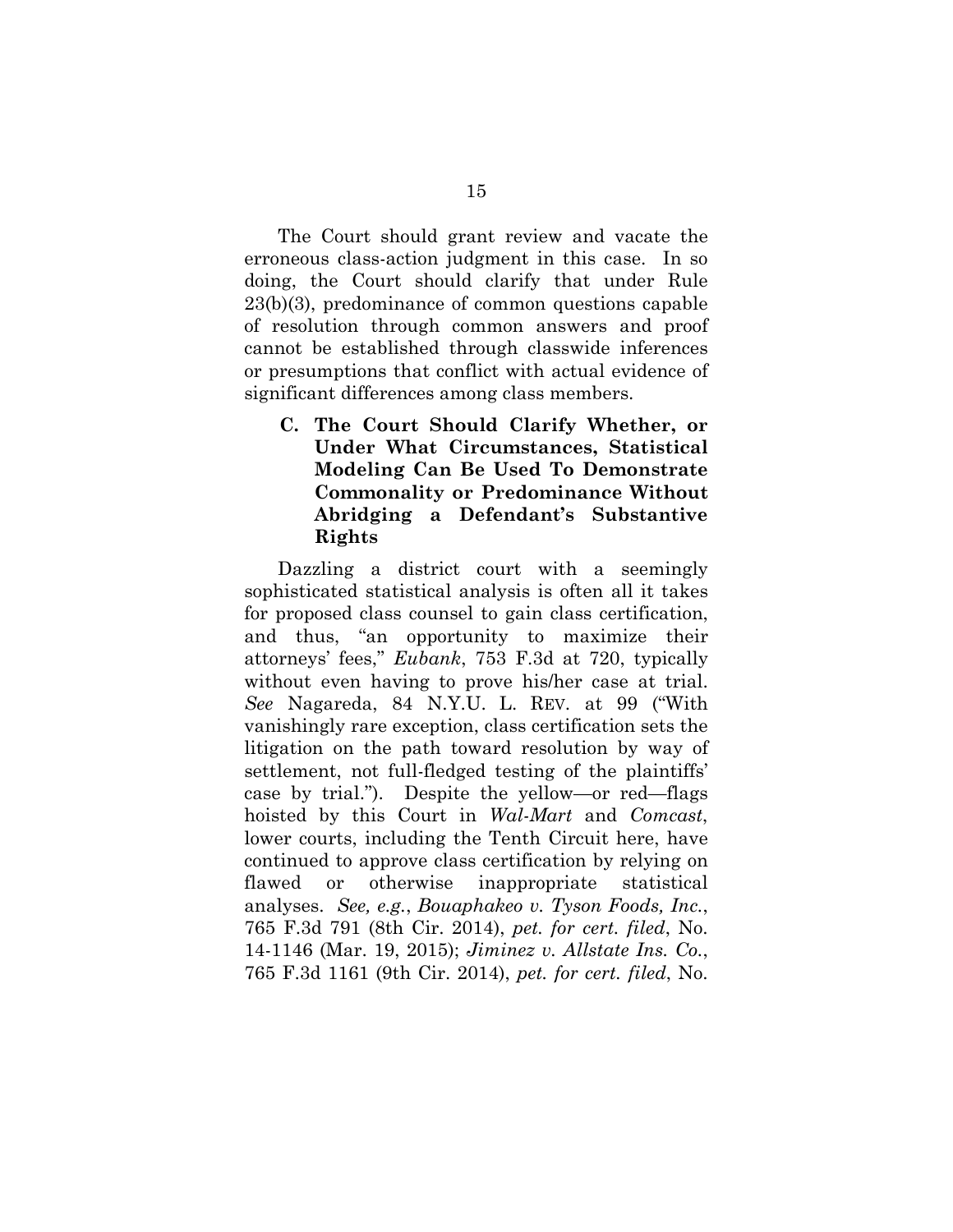The Court should grant review and vacate the erroneous class-action judgment in this case. In so doing, the Court should clarify that under Rule 23(b)(3), predominance of common questions capable of resolution through common answers and proof cannot be established through classwide inferences or presumptions that conflict with actual evidence of significant differences among class members.

### C. The Court Should Clarify Whether, or Under What Circumstances, Statistical Modeling Can Be Used To Demonstrate Commonality or Predominance Without Abridging a Defendant's Substantive Rights

Dazzling a district court with a seemingly sophisticated statistical analysis is often all it takes for proposed class counsel to gain class certification, and thus, "an opportunity to maximize their attorneys' fees," *Eubank*, 753 F.3d at 720, typically without even having to prove his/her case at trial. *See* Nagareda, 84 N.Y.U. L. REV. at 99 ("With vanishingly rare exception, class certification sets the litigation on the path toward resolution by way of settlement, not full-fledged testing of the plaintiffs' case by trial."). Despite the yellow—or red—flags hoisted by this Court in *Wal-Mart* and *Comcast*, lower courts, including the Tenth Circuit here, have continued to approve class certification by relying on flawed or otherwise inappropriate statistical analyses. *See, e.g.*, *Bouaphakeo v. Tyson Foods, Inc.*, 765 F.3d 791 (8th Cir. 2014), *pet. for cert. filed*, No. 14-1146 (Mar. 19, 2015); *Jiminez v. Allstate Ins. Co.*, 765 F.3d 1161 (9th Cir. 2014), *pet. for cert. filed*, No.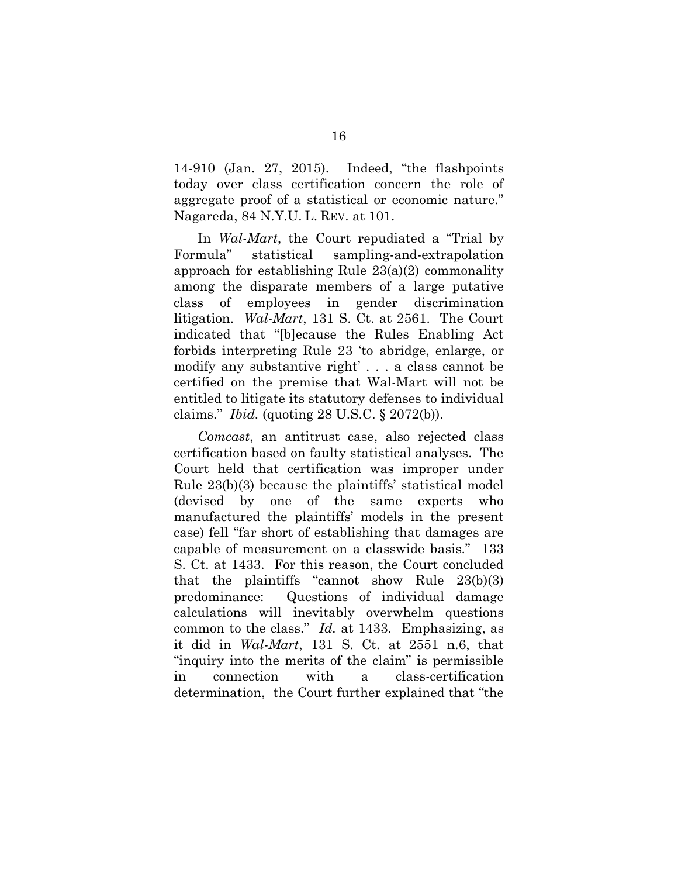14-910 (Jan. 27, 2015). Indeed, "the flashpoints today over class certification concern the role of aggregate proof of a statistical or economic nature." Nagareda, 84 N.Y.U. L. REV. at 101.

In *Wal-Mart*, the Court repudiated a "Trial by Formula" statistical sampling-and-extrapolation approach for establishing Rule 23(a)(2) commonality among the disparate members of a large putative class of employees in gender discrimination litigation. *Wal-Mart*, 131 S. Ct. at 2561. The Court indicated that "[b]ecause the Rules Enabling Act forbids interpreting Rule 23 'to abridge, enlarge, or modify any substantive right' . . . a class cannot be certified on the premise that Wal-Mart will not be entitled to litigate its statutory defenses to individual claims." *Ibid.* (quoting 28 U.S.C. § 2072(b)).

*Comcast*, an antitrust case, also rejected class certification based on faulty statistical analyses. The Court held that certification was improper under Rule 23(b)(3) because the plaintiffs' statistical model (devised by one of the same experts who manufactured the plaintiffs' models in the present case) fell "far short of establishing that damages are capable of measurement on a classwide basis." 133 S. Ct. at 1433. For this reason, the Court concluded that the plaintiffs "cannot show Rule 23(b)(3) predominance: Questions of individual damage calculations will inevitably overwhelm questions common to the class." *Id.* at 1433. Emphasizing, as it did in *Wal-Mart*, 131 S. Ct. at 2551 n.6, that "inquiry into the merits of the claim" is permissible in connection with a class-certification determination, the Court further explained that "the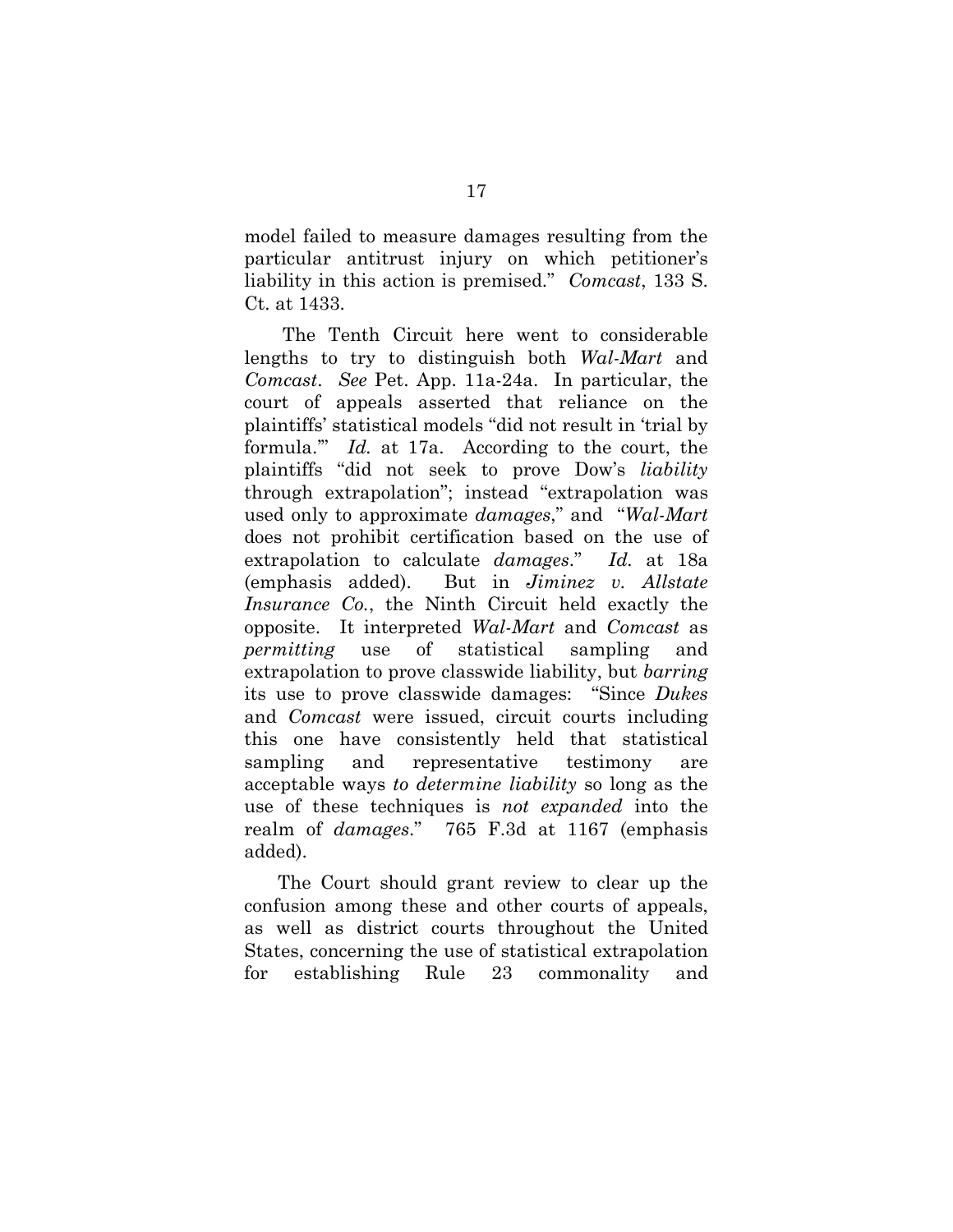model failed to measure damages resulting from the particular antitrust injury on which petitioner's liability in this action is premised." *Comcast*, 133 S. Ct. at 1433.

The Tenth Circuit here went to considerable lengths to try to distinguish both *Wal-Mart* and *Comcast*. *See* Pet. App. 11a-24a. In particular, the court of appeals asserted that reliance on the plaintiffs' statistical models "did not result in 'trial by formula.'" *Id.* at 17a. According to the court, the plaintiffs "did not seek to prove Dow's *liability* through extrapolation"; instead "extrapolation was used only to approximate *damages*," and "*Wal-Mart* does not prohibit certification based on the use of extrapolation to calculate *damages*." *Id.* at 18a (emphasis added). But in *Jiminez v. Allstate Insurance Co.*, the Ninth Circuit held exactly the opposite. It interpreted *Wal-Mart* and *Comcast* as *permitting* use of statistical sampling and extrapolation to prove classwide liability, but *barring* its use to prove classwide damages: "Since *Dukes* and *Comcast* were issued, circuit courts including this one have consistently held that statistical sampling and representative testimony are acceptable ways *to determine liability* so long as the use of these techniques is *not expanded* into the realm of *damages*." 765 F.3d at 1167 (emphasis added).

The Court should grant review to clear up the confusion among these and other courts of appeals, as well as district courts throughout the United States, concerning the use of statistical extrapolation for establishing Rule 23 commonality and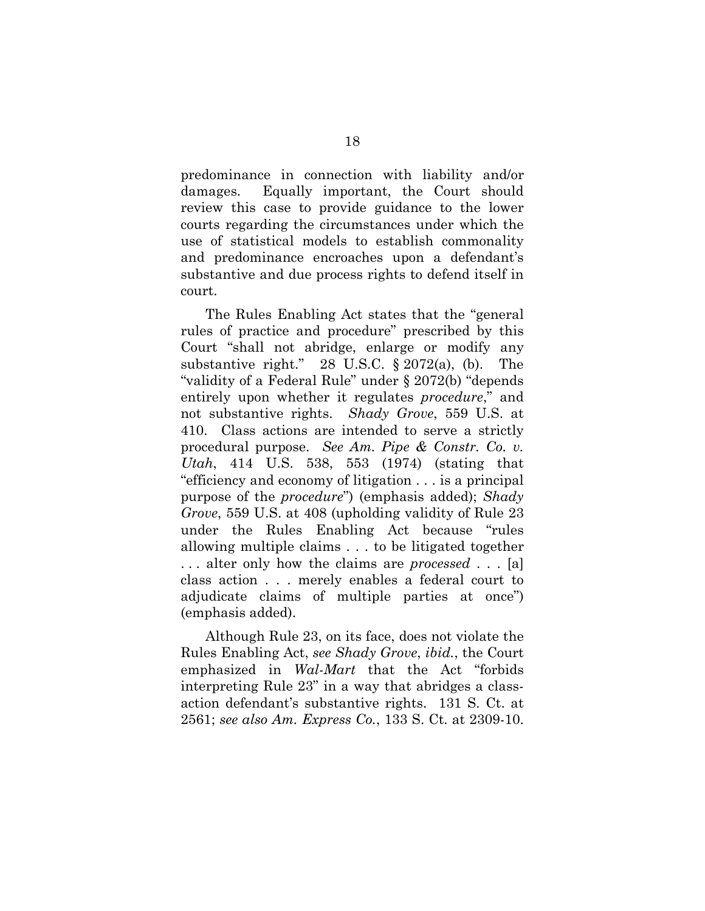predominance in connection with liability and/or damages. Equally important, the Court should review this case to provide guidance to the lower courts regarding the circumstances under which the use of statistical models to establish commonality and predominance encroaches upon a defendant's substantive and due process rights to defend itself in court.

The Rules Enabling Act states that the "general rules of practice and procedure" prescribed by this Court "shall not abridge, enlarge or modify any substantive right." 28 U.S.C. § 2072(a), (b). The "validity of a Federal Rule" under § 2072(b) "depends entirely upon whether it regulates *procedure*," and not substantive rights. *Shady Grove*, 559 U.S. at 410. Class actions are intended to serve a strictly procedural purpose. *See Am. Pipe & Constr. Co. v. Utah*, 414 U.S. 538, 553 (1974) (stating that "efficiency and economy of litigation . . . is a principal purpose of the *procedure*") (emphasis added); *Shady Grove*, 559 U.S. at 408 (upholding validity of Rule 23 under the Rules Enabling Act because "rules allowing multiple claims . . . to be litigated together . . . alter only how the claims are *processed* . . . [a] class action . . . merely enables a federal court to adjudicate claims of multiple parties at once") (emphasis added).

Although Rule 23, on its face, does not violate the Rules Enabling Act, *see Shady Grove*, *ibid.*, the Court emphasized in *Wal-Mart* that the Act "forbids interpreting Rule 23" in a way that abridges a class-action defendant's substantive rights. 131 S. Ct. at 2561; *see also Am. Express Co.*, 133 S. Ct. at 2309-10.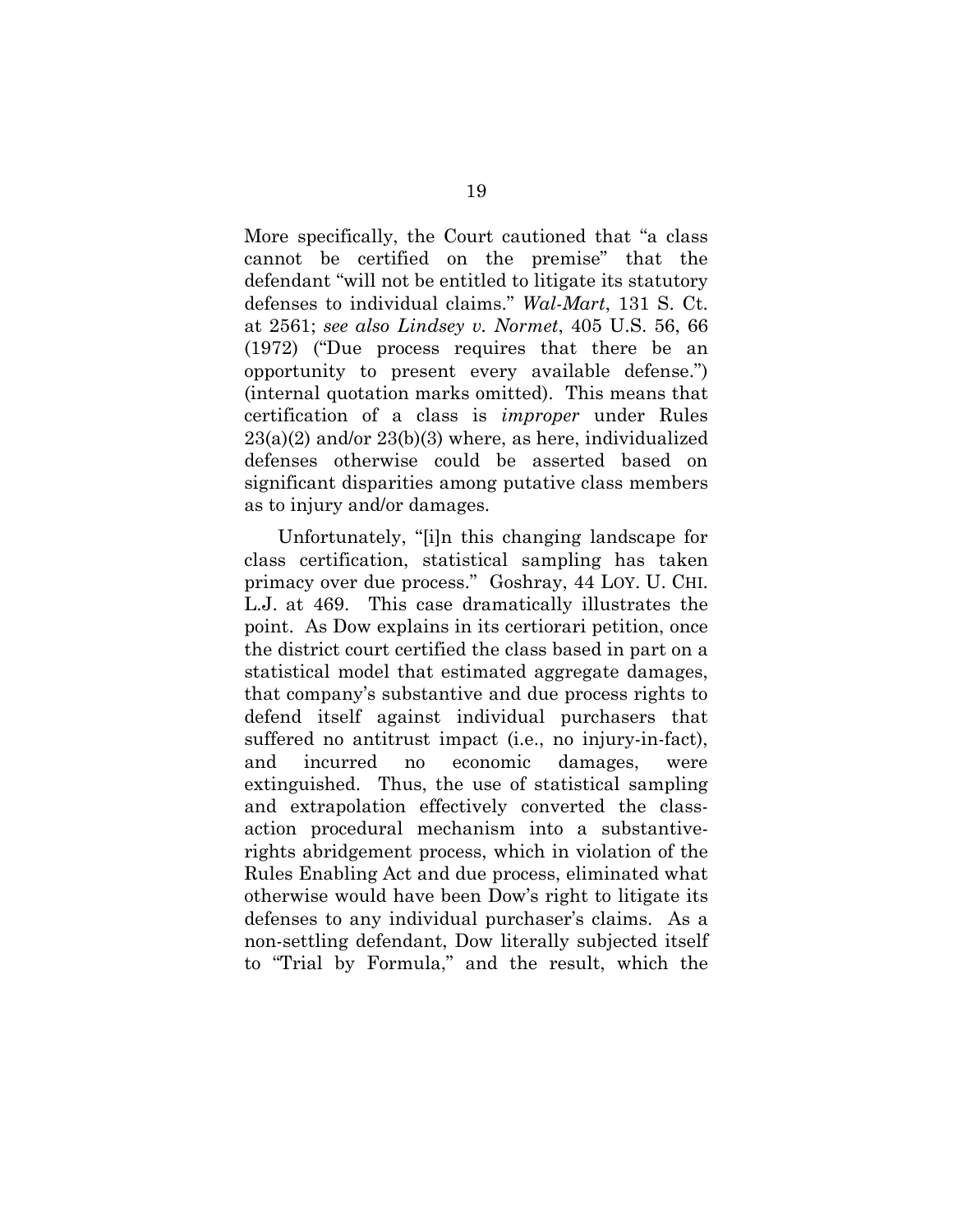More specifically, the Court cautioned that "a class cannot be certified on the premise" that the defendant "will not be entitled to litigate its statutory defenses to individual claims." *Wal-Mart*, 131 S. Ct. at 2561; *see also Lindsey v. Normet*, 405 U.S. 56, 66 (1972) ("Due process requires that there be an opportunity to present every available defense.") (internal quotation marks omitted). This means that certification of a class is *improper* under Rules 23(a)(2) and/or 23(b)(3) where, as here, individualized defenses otherwise could be asserted based on significant disparities among putative class members as to injury and/or damages.

Unfortunately, "[i]n this changing landscape for class certification, statistical sampling has taken primacy over due process." Goshray, 44 LOY. U. CHI. L.J. at 469. This case dramatically illustrates the point. As Dow explains in its certiorari petition, once the district court certified the class based in part on a statistical model that estimated aggregate damages, that company's substantive and due process rights to defend itself against individual purchasers that suffered no antitrust impact (i.e., no injury-in-fact), and incurred no economic damages, were extinguished. Thus, the use of statistical sampling and extrapolation effectively converted the class-action procedural mechanism into a substantive-rights abridgement process, which in violation of the Rules Enabling Act and due process, eliminated what otherwise would have been Dow's right to litigate its defenses to any individual purchaser's claims. As a non-settling defendant, Dow literally subjected itself to "Trial by Formula," and the result, which the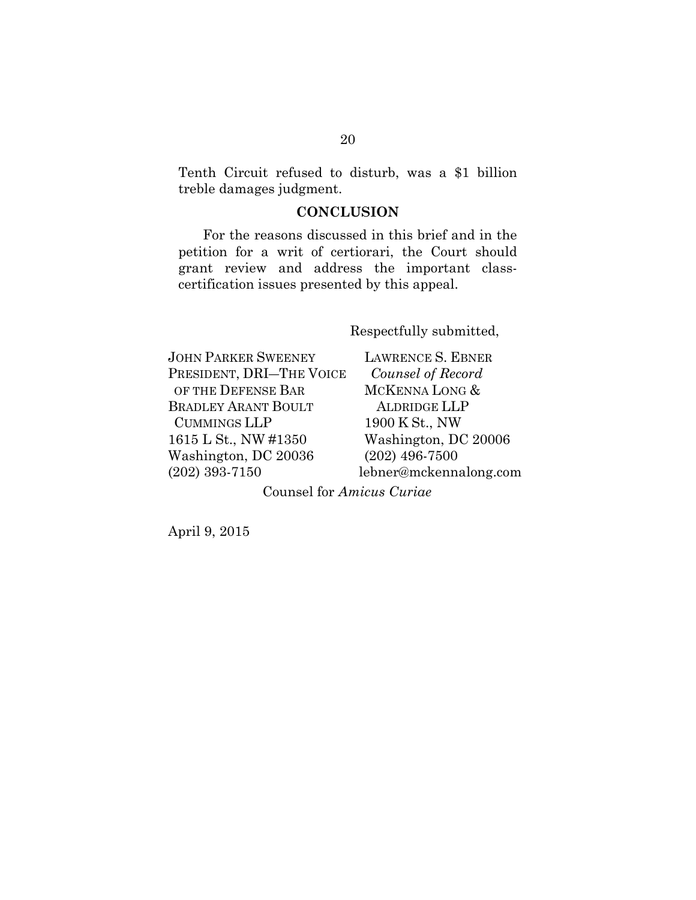Tenth Circuit refused to disturb, was a $1 billion treble damages judgment.

## CONCLUSION

For the reasons discussed in this brief and in the petition for a writ of certiorari, the Court should grant review and address the important class-certification issues presented by this appeal.

Respectfully submitted,

JOHN PARKER SWEENEY
PRESIDENT, DRI—THE VOICE OF THE DEFENSE BAR
BRADLEY ARANT BOULT CUMMINGS LLP
1615 L St., NW #1350
Washington, DC 20036
(202) 393-7150

LAWRENCE S. EBNER
*Counsel of Record*
MCKENNA LONG & ALDRIDGE LLP
1900 K St., NW
Washington, DC 20006
(202) 496-7500
lebner@mckennalong.com

Counsel for *Amicus Curiae*

April 9, 2015